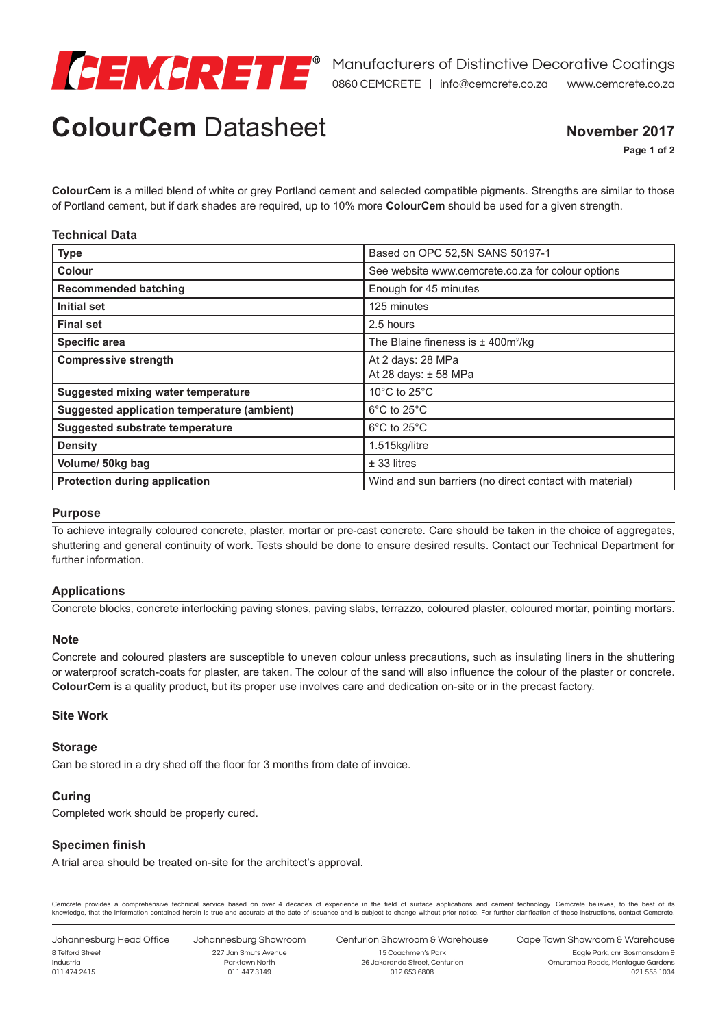**CEMCRETE**® Manufacturers of Distinctive Decorative Coatings
0860 CEMCRETE | info@cemcrete.co.za | www.cemcrete.co.za

# **ColourCem** Datasheet

**November 2017**

**ColourCem** is a milled blend of white or grey Portland cement and selected compatible pigments. Strengths are similar to those of Portland cement, but if dark shades are required, up to 10% more **ColourCem** should be used for a given strength.

## Technical Data

| | |
|---|---|
| **Type** | Based on OPC 52,5N SANS 50197-1 |
| **Colour** | See website www.cemcrete.co.za for colour options |
| **Recommended batching** | Enough for 45 minutes |
| **Initial set** | 125 minutes |
| **Final set** | 2.5 hours |
| **Specific area** | The Blaine fineness is ± 400m²/kg |
| **Compressive strength** | At 2 days: 28 MPa<br>At 28 days: ± 58 MPa |
| **Suggested mixing water temperature** | 10°C to 25°C |
| **Suggested application temperature (ambient)** | 6°C to 25°C |
| **Suggested substrate temperature** | 6°C to 25°C |
| **Density** | 1.515kg/litre |
| **Volume/ 50kg bag** | ± 33 litres |
| **Protection during application** | Wind and sun barriers (no direct contact with material) |

## Purpose

To achieve integrally coloured concrete, plaster, mortar or pre-cast concrete. Care should be taken in the choice of aggregates, shuttering and general continuity of work. Tests should be done to ensure desired results. Contact our Technical Department for further information.

## Applications

Concrete blocks, concrete interlocking paving stones, paving slabs, terrazzo, coloured plaster, coloured mortar, pointing mortars.

## Note

Concrete and coloured plasters are susceptible to uneven colour unless precautions, such as insulating liners in the shuttering or waterproof scratch-coats for plaster, are taken. The colour of the sand will also influence the colour of the plaster or concrete. **ColourCem** is a quality product, but its proper use involves care and dedication on-site or in the precast factory.

## Site Work

### Storage

Can be stored in a dry shed off the floor for 3 months from date of invoice.

### Curing

Completed work should be properly cured.

### Specimen finish

A trial area should be treated on-site for the architect's approval.

Cemcrete provides a comprehensive technical service based on over 4 decades of experience in the field of surface applications and cement technology. Cemcrete believes, to the best of its knowledge, that the information contained herein is true and accurate at the date of issuance and is subject to change without prior notice. For further clarification of these instructions, contact Cemcrete.

Johannesburg Head Office
8 Telford Street
Industria
011 474 2415

Johannesburg Showroom
227 Jan Smuts Avenue
Parktown North
011 447 3149

Centurion Showroom & Warehouse
15 Coachmen's Park
26 Jakaranda Street, Centurion
012 653 6808

Cape Town Showroom & Warehouse
Eagle Park, cnr Bosmansdam &
Omuramba Roads, Montague Gardens
021 555 1034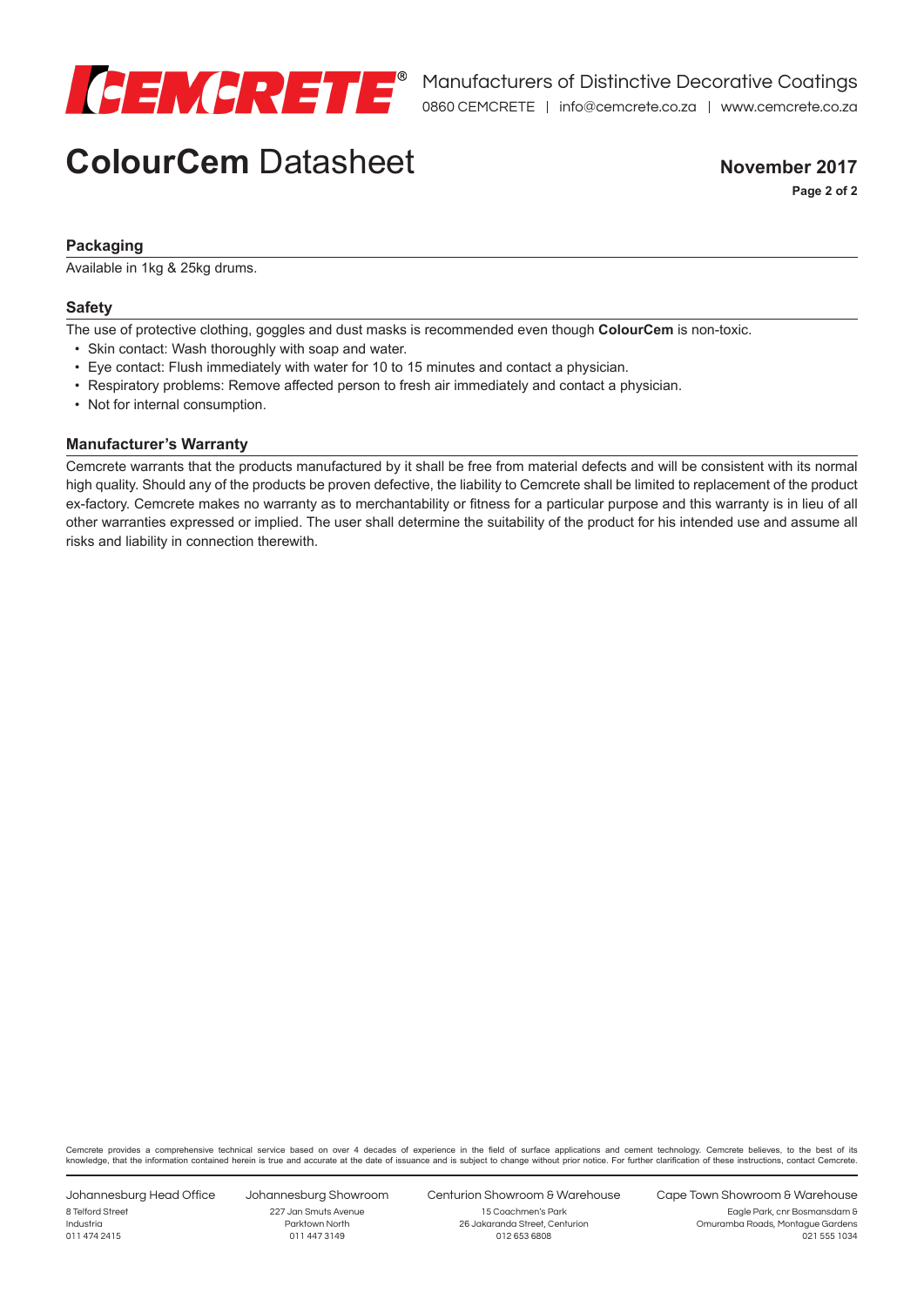## Packaging

Available in 1kg & 25kg drums.

## Safety

The use of protective clothing, goggles and dust masks is recommended even though **ColourCem** is non-toxic.

- Skin contact: Wash thoroughly with soap and water.
- Eye contact: Flush immediately with water for 10 to 15 minutes and contact a physician.
- Respiratory problems: Remove affected person to fresh air immediately and contact a physician.
- Not for internal consumption.

## Manufacturer's Warranty

Cemcrete warrants that the products manufactured by it shall be free from material defects and will be consistent with its normal high quality. Should any of the products be proven defective, the liability to Cemcrete shall be limited to replacement of the product ex-factory. Cemcrete makes no warranty as to merchantability or fitness for a particular purpose and this warranty is in lieu of all other warranties expressed or implied. The user shall determine the suitability of the product for his intended use and assume all risks and liability in connection therewith.

Cemcrete provides a comprehensive technical service based on over 4 decades of experience in the field of surface applications and cement technology. Cemcrete believes, to the best of its knowledge, that the information contained herein is true and accurate at the date of issuance and is subject to change without prior notice. For further clarification of these instructions, contact Cemcrete.